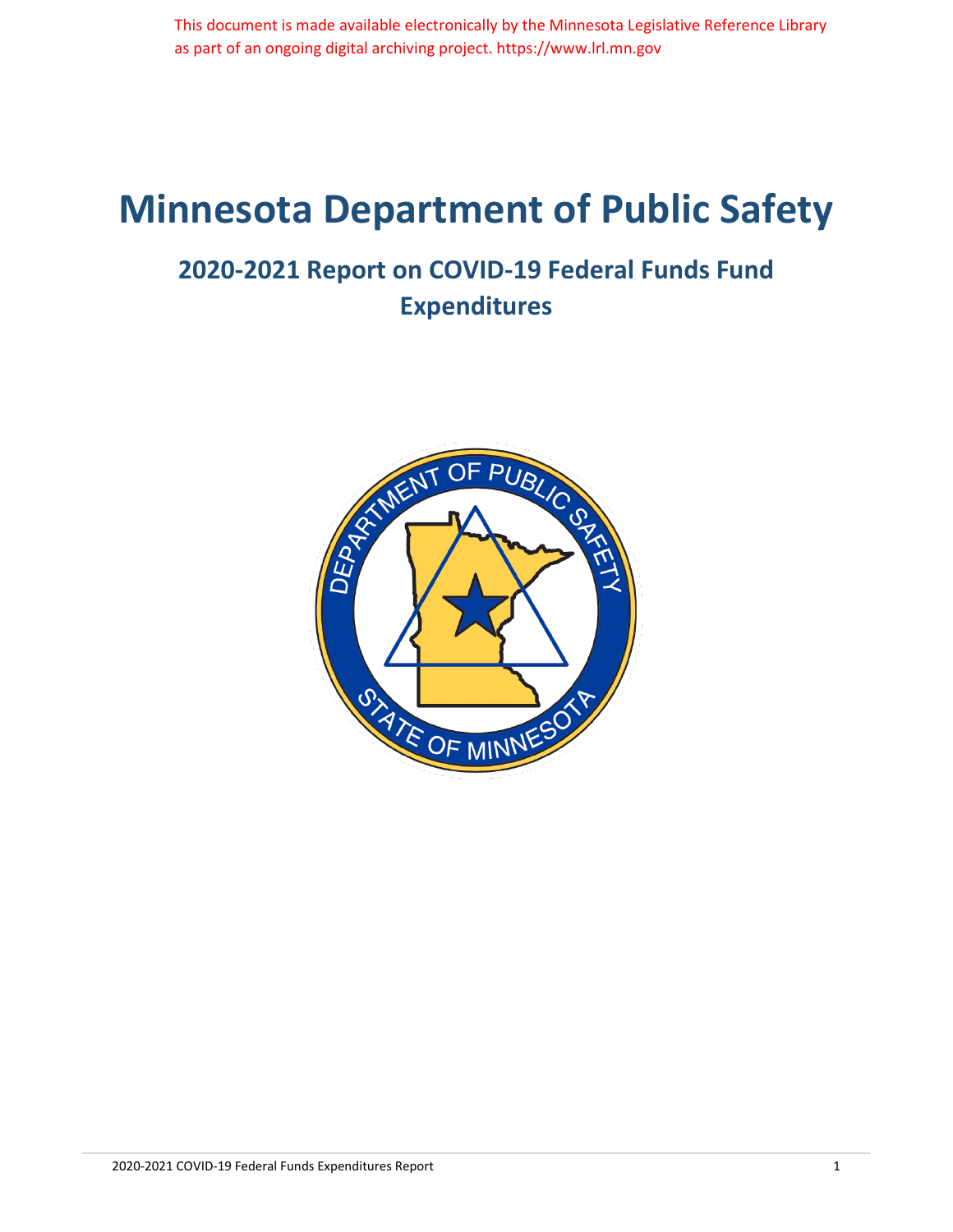This document is made available electronically by the Minnesota Legislative Reference Library as part of an ongoing digital archiving project. https://www.lrl.mn.gov

# Minnesota Department of Public Safety

## 2020-2021 Report on COVID-19 Federal Funds Fund Expenditures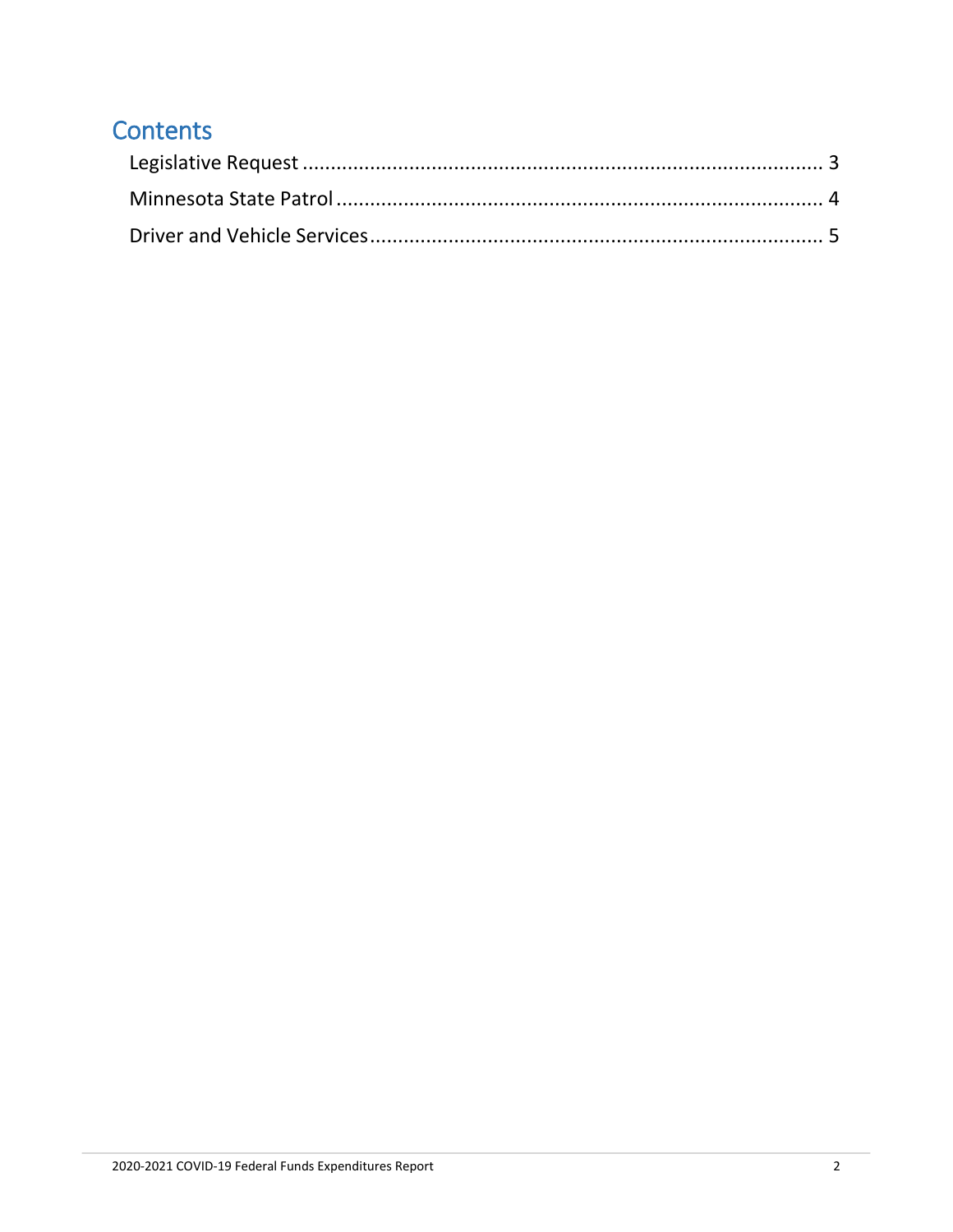# Contents

Legislative Request ........................................................................................ 3

Minnesota State Patrol ................................................................................... 4

Driver and Vehicle Services ............................................................................ 5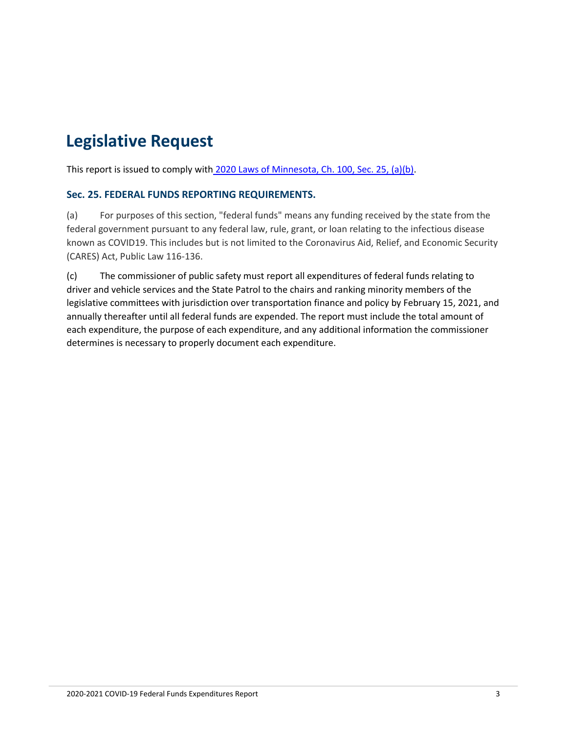# Legislative Request

This report is issued to comply with [2020 Laws of Minnesota, Ch. 100, Sec. 25, (a)(b)](#).

### Sec. 25. FEDERAL FUNDS REPORTING REQUIREMENTS.

(a) For purposes of this section, "federal funds" means any funding received by the state from the federal government pursuant to any federal law, rule, grant, or loan relating to the infectious disease known as COVID19. This includes but is not limited to the Coronavirus Aid, Relief, and Economic Security (CARES) Act, Public Law 116-136.

(c) The commissioner of public safety must report all expenditures of federal funds relating to driver and vehicle services and the State Patrol to the chairs and ranking minority members of the legislative committees with jurisdiction over transportation finance and policy by February 15, 2021, and annually thereafter until all federal funds are expended. The report must include the total amount of each expenditure, the purpose of each expenditure, and any additional information the commissioner determines is necessary to properly document each expenditure.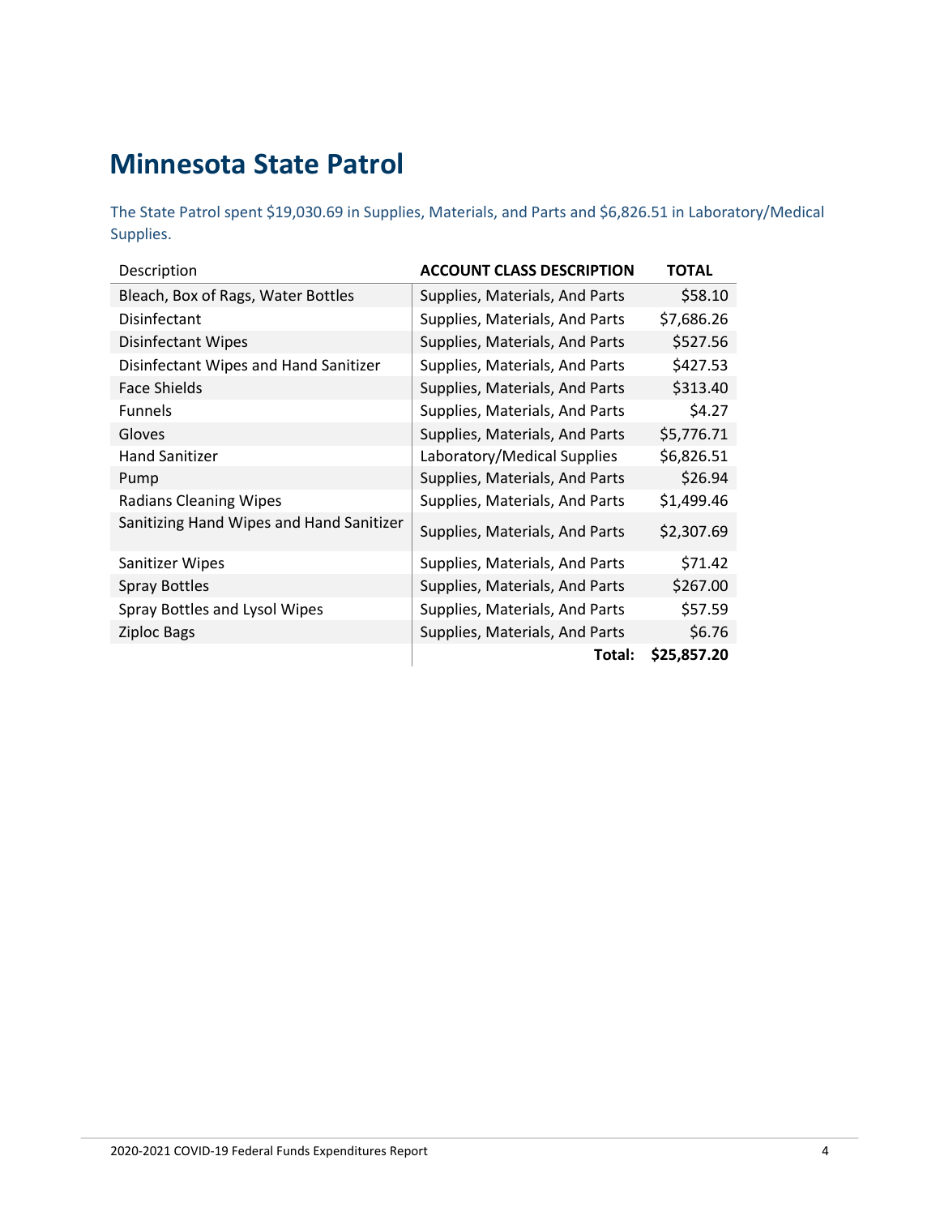# Minnesota State Patrol

The State Patrol spent $19,030.69 in Supplies, Materials, and Parts and $6,826.51 in Laboratory/Medical Supplies.

| Description | ACCOUNT CLASS DESCRIPTION | TOTAL |
|---|---|---|
| Bleach, Box of Rags, Water Bottles | Supplies, Materials, And Parts | $58.10 |
| Disinfectant | Supplies, Materials, And Parts | $7,686.26 |
| Disinfectant Wipes | Supplies, Materials, And Parts | $527.56 |
| Disinfectant Wipes and Hand Sanitizer | Supplies, Materials, And Parts | $427.53 |
| Face Shields | Supplies, Materials, And Parts | $313.40 |
| Funnels | Supplies, Materials, And Parts | $4.27 |
| Gloves | Supplies, Materials, And Parts | $5,776.71 |
| Hand Sanitizer | Laboratory/Medical Supplies | $6,826.51 |
| Pump | Supplies, Materials, And Parts | $26.94 |
| Radians Cleaning Wipes | Supplies, Materials, And Parts | $1,499.46 |
| Sanitizing Hand Wipes and Hand Sanitizer | Supplies, Materials, And Parts | $2,307.69 |
| Sanitizer Wipes | Supplies, Materials, And Parts | $71.42 |
| Spray Bottles | Supplies, Materials, And Parts | $267.00 |
| Spray Bottles and Lysol Wipes | Supplies, Materials, And Parts | $57.59 |
| Ziploc Bags | Supplies, Materials, And Parts | $6.76 |
| | **Total:** | **$25,857.20** |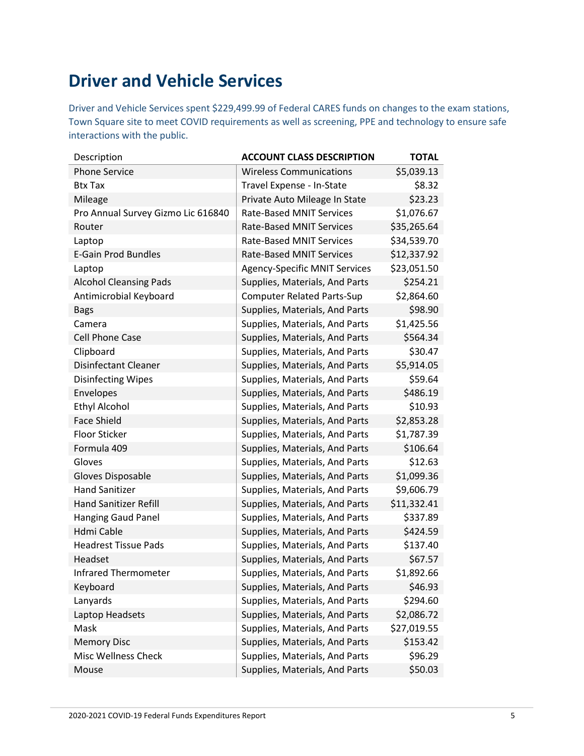# Driver and Vehicle Services

Driver and Vehicle Services spent $229,499.99 of Federal CARES funds on changes to the exam stations, Town Square site to meet COVID requirements as well as screening, PPE and technology to ensure safe interactions with the public.

| Description | **ACCOUNT CLASS DESCRIPTION** | **TOTAL** |
|---|---|---|
| Phone Service | Wireless Communications | $5,039.13 |
| Btx Tax | Travel Expense - In-State | $8.32 |
| Mileage | Private Auto Mileage In State | $23.23 |
| Pro Annual Survey Gizmo Lic 616840 | Rate-Based MNIT Services | $1,076.67 |
| Router | Rate-Based MNIT Services | $35,265.64 |
| Laptop | Rate-Based MNIT Services | $34,539.70 |
| E-Gain Prod Bundles | Rate-Based MNIT Services | $12,337.92 |
| Laptop | Agency-Specific MNIT Services | $23,051.50 |
| Alcohol Cleansing Pads | Supplies, Materials, And Parts | $254.21 |
| Antimicrobial Keyboard | Computer Related Parts-Sup | $2,864.60 |
| Bags | Supplies, Materials, And Parts | $98.90 |
| Camera | Supplies, Materials, And Parts | $1,425.56 |
| Cell Phone Case | Supplies, Materials, And Parts | $564.34 |
| Clipboard | Supplies, Materials, And Parts | $30.47 |
| Disinfectant Cleaner | Supplies, Materials, And Parts | $5,914.05 |
| Disinfecting Wipes | Supplies, Materials, And Parts | $59.64 |
| Envelopes | Supplies, Materials, And Parts | $486.19 |
| Ethyl Alcohol | Supplies, Materials, And Parts | $10.93 |
| Face Shield | Supplies, Materials, And Parts | $2,853.28 |
| Floor Sticker | Supplies, Materials, And Parts | $1,787.39 |
| Formula 409 | Supplies, Materials, And Parts | $106.64 |
| Gloves | Supplies, Materials, And Parts | $12.63 |
| Gloves Disposable | Supplies, Materials, And Parts | $1,099.36 |
| Hand Sanitizer | Supplies, Materials, And Parts | $9,606.79 |
| Hand Sanitizer Refill | Supplies, Materials, And Parts | $11,332.41 |
| Hanging Gaud Panel | Supplies, Materials, And Parts | $337.89 |
| Hdmi Cable | Supplies, Materials, And Parts | $424.59 |
| Headrest Tissue Pads | Supplies, Materials, And Parts | $137.40 |
| Headset | Supplies, Materials, And Parts | $67.57 |
| Infrared Thermometer | Supplies, Materials, And Parts | $1,892.66 |
| Keyboard | Supplies, Materials, And Parts | $46.93 |
| Lanyards | Supplies, Materials, And Parts | $294.60 |
| Laptop Headsets | Supplies, Materials, And Parts | $2,086.72 |
| Mask | Supplies, Materials, And Parts | $27,019.55 |
| Memory Disc | Supplies, Materials, And Parts | $153.42 |
| Misc Wellness Check | Supplies, Materials, And Parts | $96.29 |
| Mouse | Supplies, Materials, And Parts | $50.03 |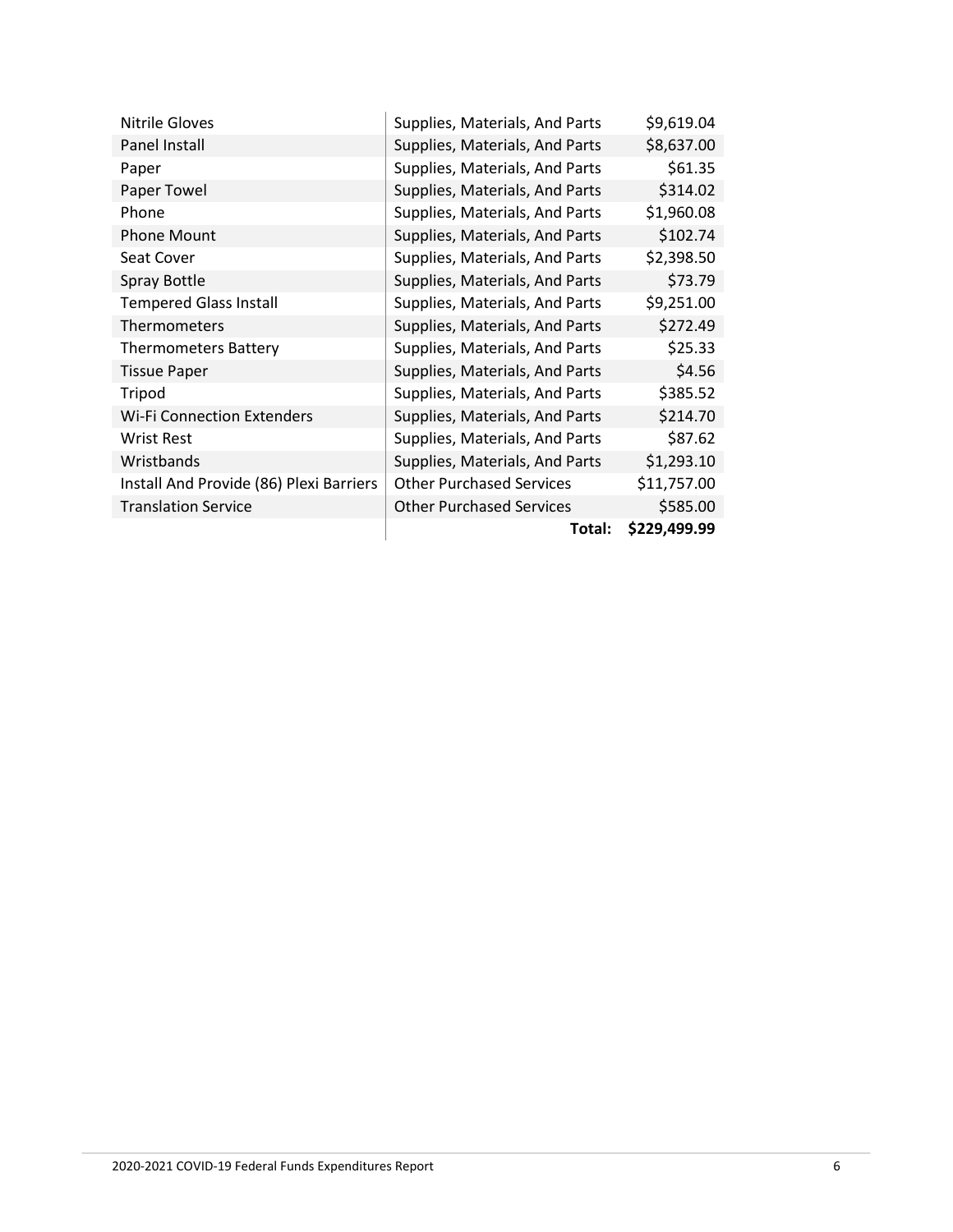| | | |
|---|---|---|
| Nitrile Gloves | Supplies, Materials, And Parts | $9,619.04 |
| Panel Install | Supplies, Materials, And Parts | $8,637.00 |
| Paper | Supplies, Materials, And Parts | $61.35 |
| Paper Towel | Supplies, Materials, And Parts | $314.02 |
| Phone | Supplies, Materials, And Parts | $1,960.08 |
| Phone Mount | Supplies, Materials, And Parts | $102.74 |
| Seat Cover | Supplies, Materials, And Parts | $2,398.50 |
| Spray Bottle | Supplies, Materials, And Parts | $73.79 |
| Tempered Glass Install | Supplies, Materials, And Parts | $9,251.00 |
| Thermometers | Supplies, Materials, And Parts | $272.49 |
| Thermometers Battery | Supplies, Materials, And Parts | $25.33 |
| Tissue Paper | Supplies, Materials, And Parts | $4.56 |
| Tripod | Supplies, Materials, And Parts | $385.52 |
| Wi-Fi Connection Extenders | Supplies, Materials, And Parts | $214.70 |
| Wrist Rest | Supplies, Materials, And Parts | $87.62 |
| Wristbands | Supplies, Materials, And Parts | $1,293.10 |
| Install And Provide (86) Plexi Barriers | Other Purchased Services | $11,757.00 |
| Translation Service | Other Purchased Services | $585.00 |
| | **Total:** | **$229,499.99** |